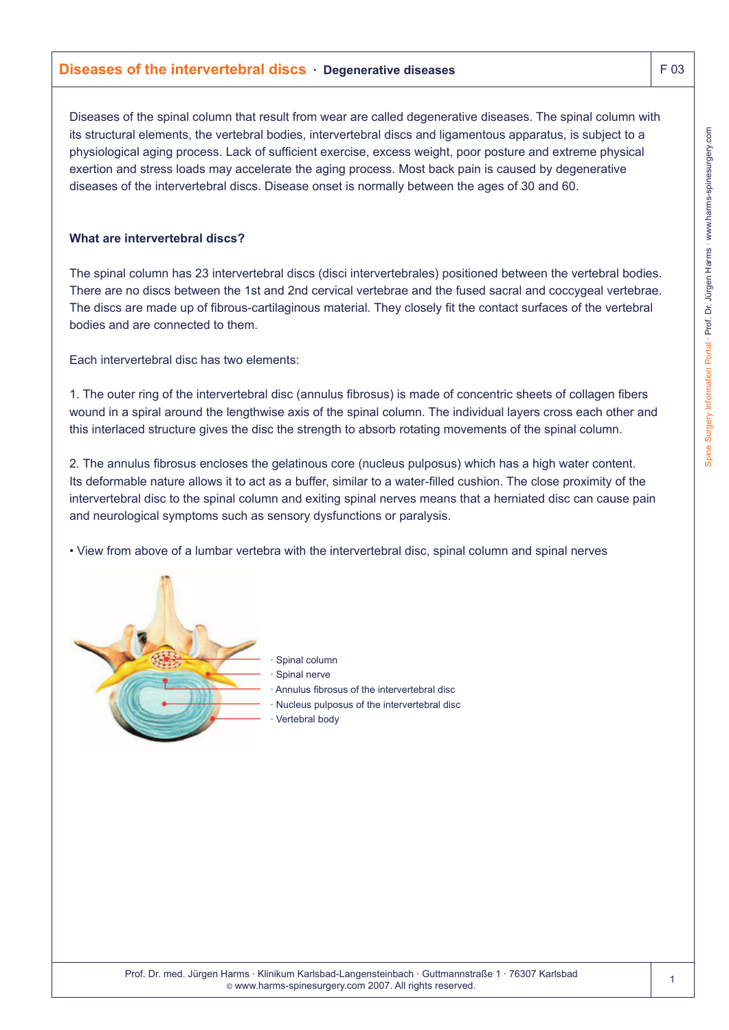# Diseases of the intervertebral discs · Degenerative diseases

Diseases of the spinal column that result from wear are called degenerative diseases. The spinal column with its structural elements, the vertebral bodies, intervertebral discs and ligamentous apparatus, is subject to a physiological aging process. Lack of sufficient exercise, excess weight, poor posture and extreme physical exertion and stress loads may accelerate the aging process. Most back pain is caused by degenerative diseases of the intervertebral discs. Disease onset is normally between the ages of 30 and 60.

## What are intervertebral discs?

The spinal column has 23 intervertebral discs (disci intervertebrales) positioned between the vertebral bodies. There are no discs between the 1st and 2nd cervical vertebrae and the fused sacral and coccygeal vertebrae. The discs are made up of fibrous-cartilaginous material. They closely fit the contact surfaces of the vertebral bodies and are connected to them.

Each intervertebral disc has two elements:

1. The outer ring of the intervertebral disc (annulus fibrosus) is made of concentric sheets of collagen fibers wound in a spiral around the lengthwise axis of the spinal column. The individual layers cross each other and this interlaced structure gives the disc the strength to absorb rotating movements of the spinal column.

2. The annulus fibrosus encloses the gelatinous core (nucleus pulposus) which has a high water content. Its deformable nature allows it to act as a buffer, similar to a water-filled cushion. The close proximity of the intervertebral disc to the spinal column and exiting spinal nerves means that a herniated disc can cause pain and neurological symptoms such as sensory dysfunctions or paralysis.

• View from above of a lumbar vertebra with the intervertebral disc, spinal column and spinal nerves

· Spinal column
· Spinal nerve
· Annulus fibrosus of the intervertebral disc
· Nucleus pulposus of the intervertebral disc
· Vertebral body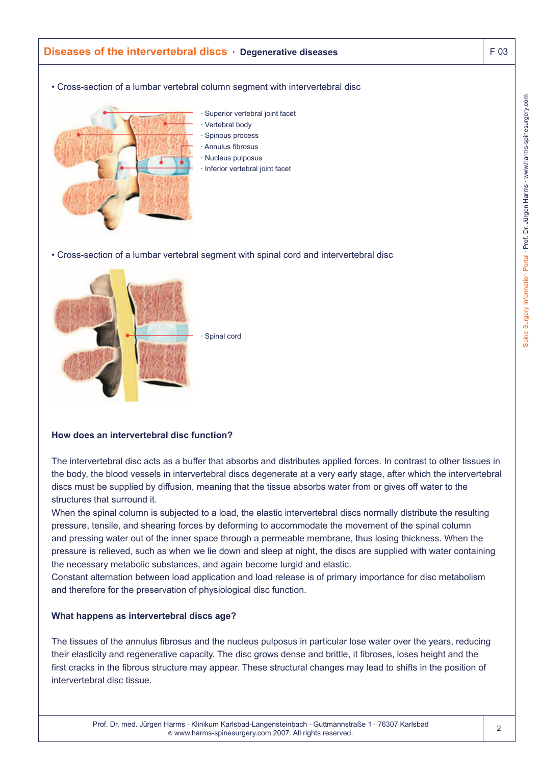# Diseases of the intervertebral discs · Degenerative diseases

F 03

• Cross-section of a lumbar vertebral column segment with intervertebral disc

· Superior vertebral joint facet
· Vertebral body
· Spinous process
· Annulus fibrosus
· Nucleus pulposus
· Inferior vertebral joint facet

• Cross-section of a lumbar vertebral segment with spinal cord and intervertebral disc

· Spinal cord

**How does an intervertebral disc function?**

The intervertebral disc acts as a buffer that absorbs and distributes applied forces. In contrast to other tissues in the body, the blood vessels in intervertebral discs degenerate at a very early stage, after which the intervertebral discs must be supplied by diffusion, meaning that the tissue absorbs water from or gives off water to the structures that surround it.
When the spinal column is subjected to a load, the elastic intervertebral discs normally distribute the resulting pressure, tensile, and shearing forces by deforming to accommodate the movement of the spinal column and pressing water out of the inner space through a permeable membrane, thus losing thickness. When the pressure is relieved, such as when we lie down and sleep at night, the discs are supplied with water containing the necessary metabolic substances, and again become turgid and elastic.
Constant alternation between load application and load release is of primary importance for disc metabolism and therefore for the preservation of physiological disc function.

**What happens as intervertebral discs age?**

The tissues of the annulus fibrosus and the nucleus pulposus in particular lose water over the years, reducing their elasticity and regenerative capacity. The disc grows dense and brittle, it fibroses, loses height and the first cracks in the fibrous structure may appear. These structural changes may lead to shifts in the position of intervertebral disc tissue.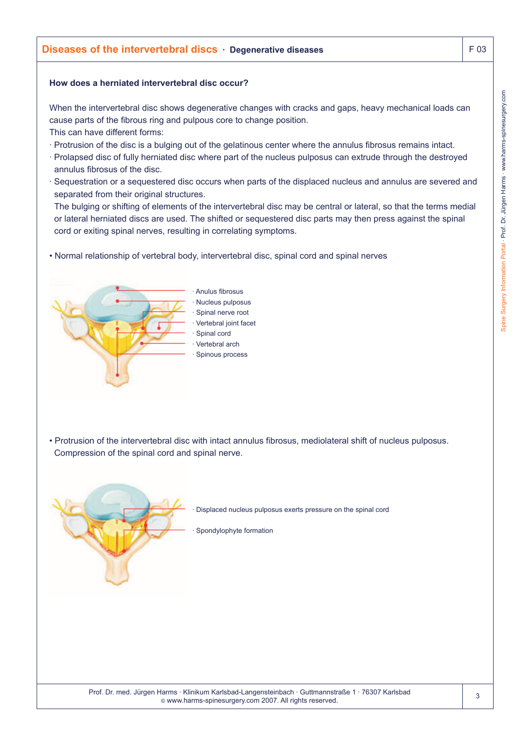## Diseases of the intervertebral discs · Degenerative diseases

### How does a herniated intervertebral disc occur?

When the intervertebral disc shows degenerative changes with cracks and gaps, heavy mechanical loads can cause parts of the fibrous ring and pulpous core to change position.
This can have different forms:

- Protrusion of the disc is a bulging out of the gelatinous center where the annulus fibrosus remains intact.
- Prolapsed disc of fully herniated disc where part of the nucleus pulposus can extrude through the destroyed annulus fibrosus of the disc.
- Sequestration or a sequestered disc occurs when parts of the displaced nucleus and annulus are severed and separated from their original structures.
  The bulging or shifting of elements of the intervertebral disc may be central or lateral, so that the terms medial or lateral herniated discs are used. The shifted or sequestered disc parts may then press against the spinal cord or exiting spinal nerves, resulting in correlating symptoms.

- Normal relationship of vertebral body, intervertebral disc, spinal cord and spinal nerves

  - Anulus fibrosus
  - Nucleus pulposus
  - Spinal nerve root
  - Vertebral joint facet
  - Spinal cord
  - Vertebral arch
  - Spinous process

- Protrusion of the intervertebral disc with intact annulus fibrosus, mediolateral shift of nucleus pulposus. Compression of the spinal cord and spinal nerve.

  - Displaced nucleus pulposus exerts pressure on the spinal cord
  - Spondylophyte formation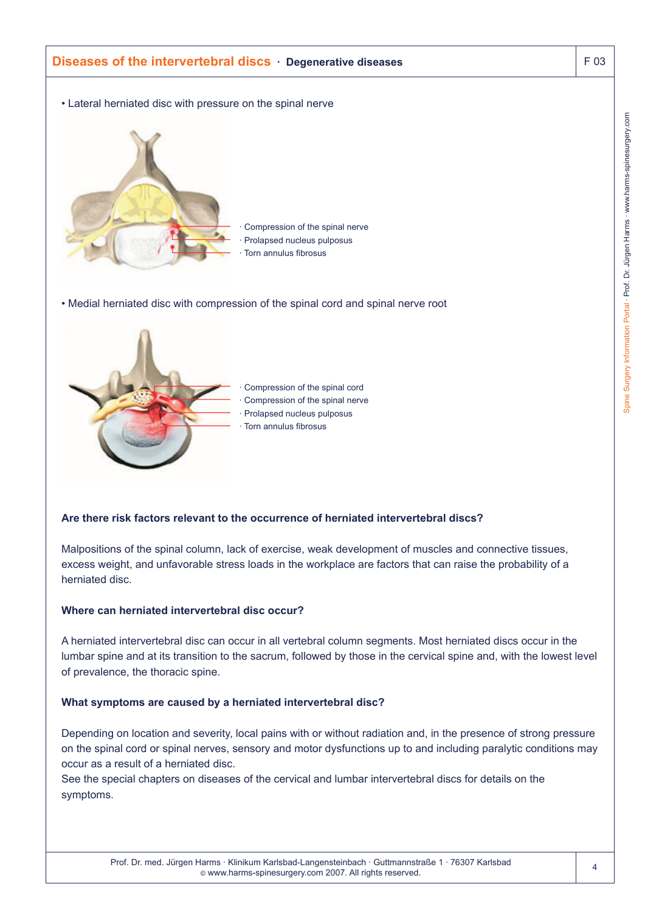## Diseases of the intervertebral discs · Degenerative diseases

- Lateral herniated disc with pressure on the spinal nerve

· Compression of the spinal nerve
· Prolapsed nucleus pulposus
· Torn annulus fibrosus

- Medial herniated disc with compression of the spinal cord and spinal nerve root

· Compression of the spinal cord
· Compression of the spinal nerve
· Prolapsed nucleus pulposus
· Torn annulus fibrosus

**Are there risk factors relevant to the occurrence of herniated intervertebral discs?**

Malpositions of the spinal column, lack of exercise, weak development of muscles and connective tissues, excess weight, and unfavorable stress loads in the workplace are factors that can raise the probability of a herniated disc.

**Where can herniated intervertebral disc occur?**

A herniated intervertebral disc can occur in all vertebral column segments. Most herniated discs occur in the lumbar spine and at its transition to the sacrum, followed by those in the cervical spine and, with the lowest level of prevalence, the thoracic spine.

**What symptoms are caused by a herniated intervertebral disc?**

Depending on location and severity, local pains with or without radiation and, in the presence of strong pressure on the spinal cord or spinal nerves, sensory and motor dysfunctions up to and including paralytic conditions may occur as a result of a herniated disc.
See the special chapters on diseases of the cervical and lumbar intervertebral discs for details on the symptoms.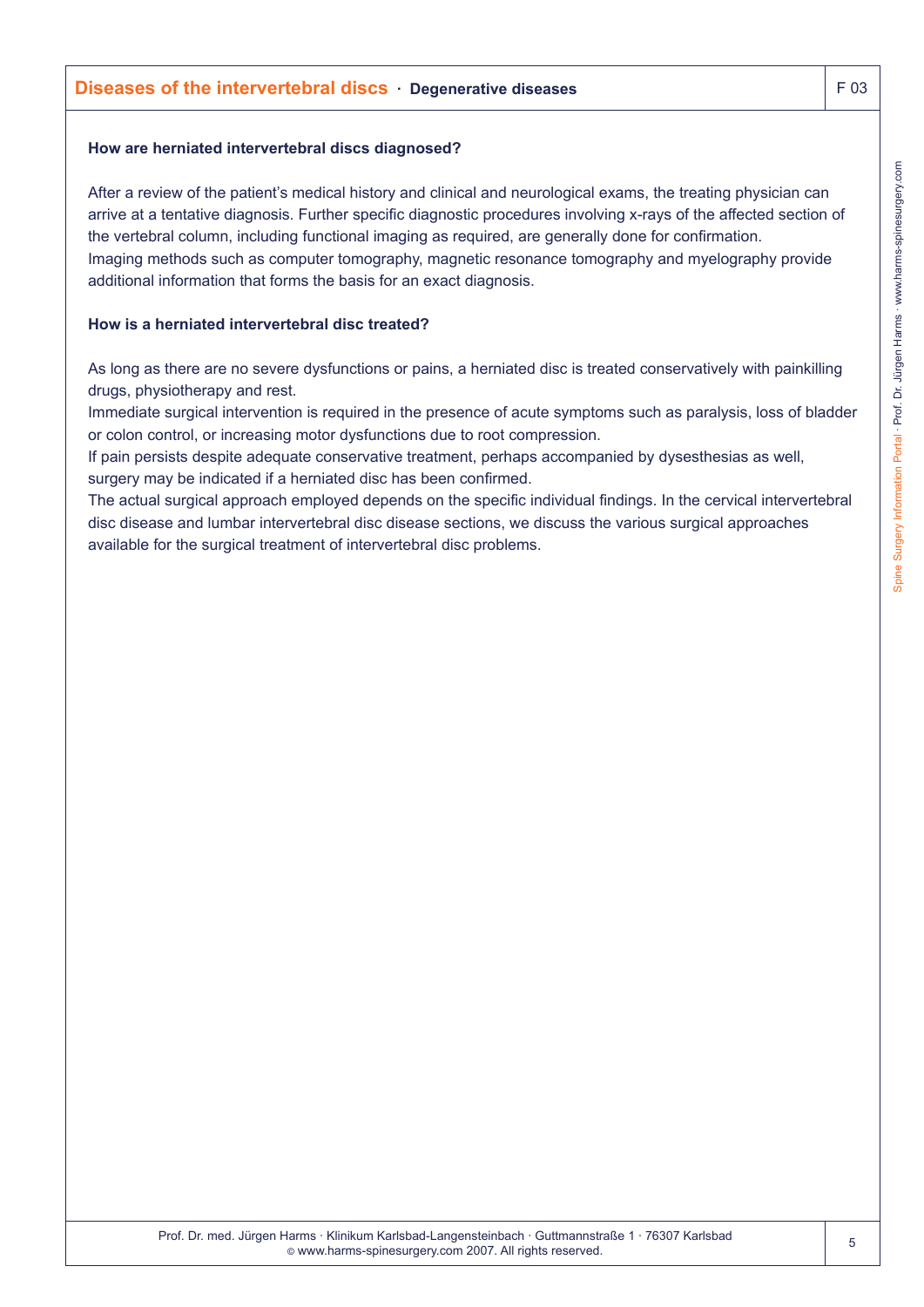## How are herniated intervertebral discs diagnosed?

After a review of the patient's medical history and clinical and neurological exams, the treating physician can arrive at a tentative diagnosis. Further specific diagnostic procedures involving x-rays of the affected section of the vertebral column, including functional imaging as required, are generally done for confirmation.
Imaging methods such as computer tomography, magnetic resonance tomography and myelography provide additional information that forms the basis for an exact diagnosis.

## How is a herniated intervertebral disc treated?

As long as there are no severe dysfunctions or pains, a herniated disc is treated conservatively with painkilling drugs, physiotherapy and rest.
Immediate surgical intervention is required in the presence of acute symptoms such as paralysis, loss of bladder or colon control, or increasing motor dysfunctions due to root compression.
If pain persists despite adequate conservative treatment, perhaps accompanied by dysesthesias as well, surgery may be indicated if a herniated disc has been confirmed.
The actual surgical approach employed depends on the specific individual findings. In the cervical intervertebral disc disease and lumbar intervertebral disc disease sections, we discuss the various surgical approaches available for the surgical treatment of intervertebral disc problems.